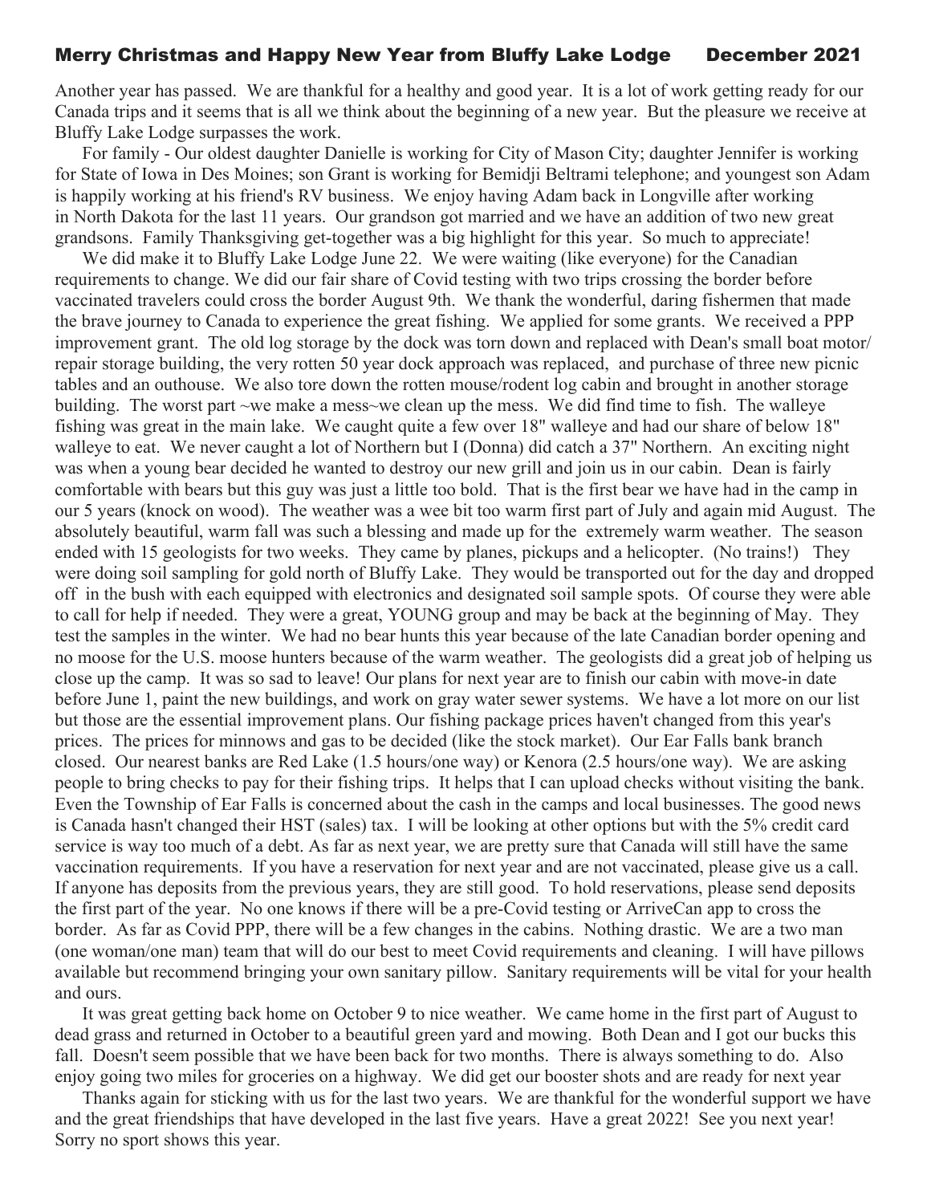## Merry Christmas and Happy New Year from Bluffy Lake Lodge December 2021

Another year has passed. We are thankful for a healthy and good year. It is a lot of work getting ready for our Canada trips and it seems that is all we think about the beginning of a new year. But the pleasure we receive at Bluffy Lake Lodge surpasses the work.

For family - Our oldest daughter Danielle is working for City of Mason City; daughter Jennifer is working for State of Iowa in Des Moines; son Grant is working for Bemidji Beltrami telephone; and youngest son Adam is happily working at his friend's RV business. We enjoy having Adam back in Longville after working in North Dakota for the last 11 years. Our grandson got married and we have an addition of two new great grandsons. Family Thanksgiving get-together was a big highlight for this year. So much to appreciate!

We did make it to Bluffy Lake Lodge June 22. We were waiting (like everyone) for the Canadian requirements to change. We did our fair share of Covid testing with two trips crossing the border before vaccinated travelers could cross the border August 9th. We thank the wonderful, daring fishermen that made the brave journey to Canada to experience the great fishing. We applied for some grants. We received a PPP improvement grant. The old log storage by the dock was torn down and replaced with Dean's small boat motor/ repair storage building, the very rotten 50 year dock approach was replaced, and purchase of three new picnic tables and an outhouse. We also tore down the rotten mouse/rodent log cabin and brought in another storage building. The worst part ~we make a mess~we clean up the mess. We did find time to fish. The walleye fishing was great in the main lake. We caught quite a few over 18" walleye and had our share of below 18" walleye to eat. We never caught a lot of Northern but I (Donna) did catch a 37" Northern. An exciting night was when a young bear decided he wanted to destroy our new grill and join us in our cabin. Dean is fairly comfortable with bears but this guy was just a little too bold. That is the first bear we have had in the camp in our 5 years (knock on wood). The weather was a wee bit too warm first part of July and again mid August. The absolutely beautiful, warm fall was such a blessing and made up for the extremely warm weather. The season ended with 15 geologists for two weeks. They came by planes, pickups and a helicopter. (No trains!) They were doing soil sampling for gold north of Bluffy Lake. They would be transported out for the day and dropped off in the bush with each equipped with electronics and designated soil sample spots. Of course they were able to call for help if needed. They were a great, YOUNG group and may be back at the beginning of May. They test the samples in the winter. We had no bear hunts this year because of the late Canadian border opening and no moose for the U.S. moose hunters because of the warm weather. The geologists did a great job of helping us close up the camp. It was so sad to leave! Our plans for next year are to finish our cabin with move-in date before June 1, paint the new buildings, and work on gray water sewer systems. We have a lot more on our list but those are the essential improvement plans. Our fishing package prices haven't changed from this year's prices. The prices for minnows and gas to be decided (like the stock market). Our Ear Falls bank branch closed. Our nearest banks are Red Lake (1.5 hours/one way) or Kenora (2.5 hours/one way). We are asking people to bring checks to pay for their fishing trips. It helps that I can upload checks without visiting the bank. Even the Township of Ear Falls is concerned about the cash in the camps and local businesses. The good news is Canada hasn't changed their HST (sales) tax. I will be looking at other options but with the 5% credit card service is way too much of a debt. As far as next year, we are pretty sure that Canada will still have the same vaccination requirements. If you have a reservation for next year and are not vaccinated, please give us a call. If anyone has deposits from the previous years, they are still good. To hold reservations, please send deposits the first part of the year. No one knows if there will be a pre-Covid testing or ArriveCan app to cross the border. As far as Covid PPP, there will be a few changes in the cabins. Nothing drastic. We are a two man (one woman/one man) team that will do our best to meet Covid requirements and cleaning. I will have pillows available but recommend bringing your own sanitary pillow. Sanitary requirements will be vital for your health and ours.

It was great getting back home on October 9 to nice weather. We came home in the first part of August to dead grass and returned in October to a beautiful green yard and mowing. Both Dean and I got our bucks this fall. Doesn't seem possible that we have been back for two months. There is always something to do. Also enjoy going two miles for groceries on a highway. We did get our booster shots and are ready for next year

Thanks again for sticking with us for the last two years. We are thankful for the wonderful support we have and the great friendships that have developed in the last five years. Have a great 2022! See you next year! Sorry no sport shows this year.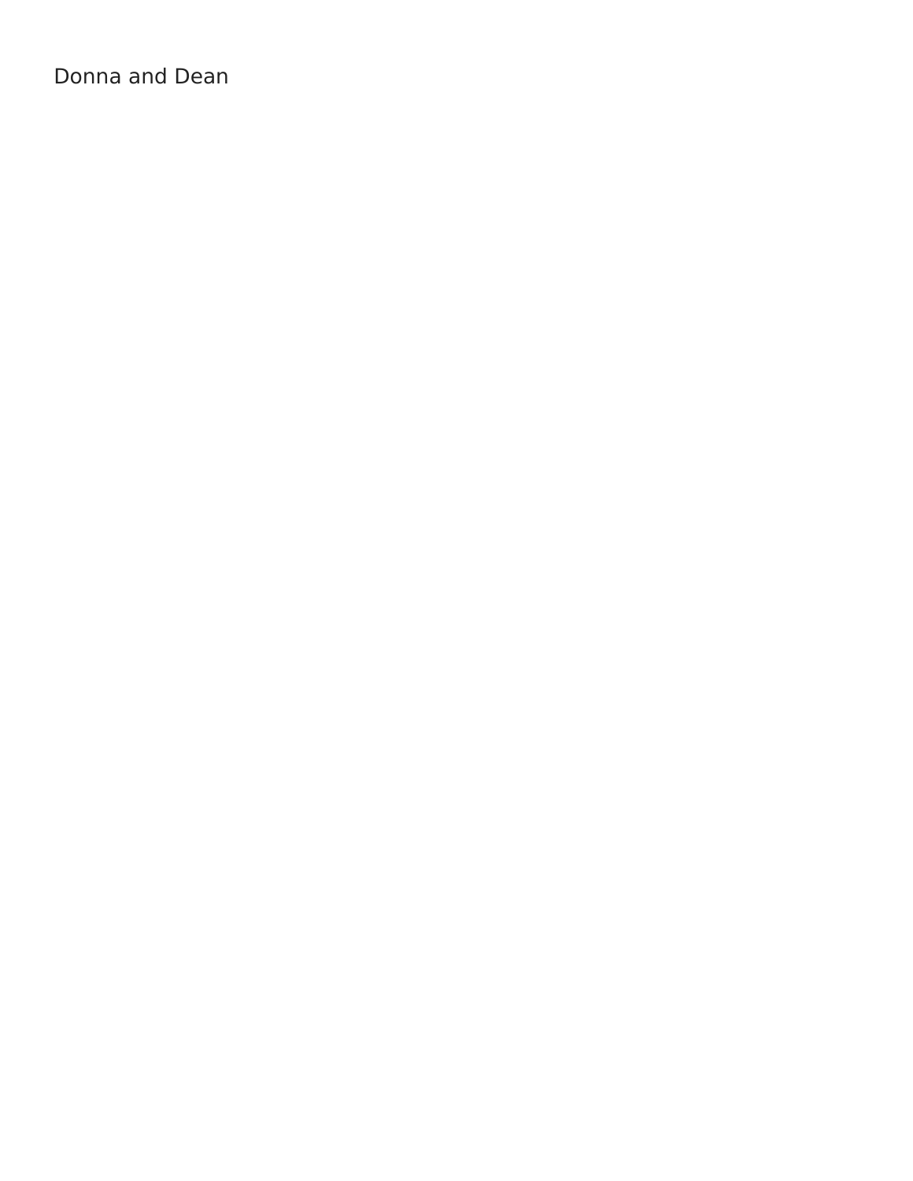Donna and Dean